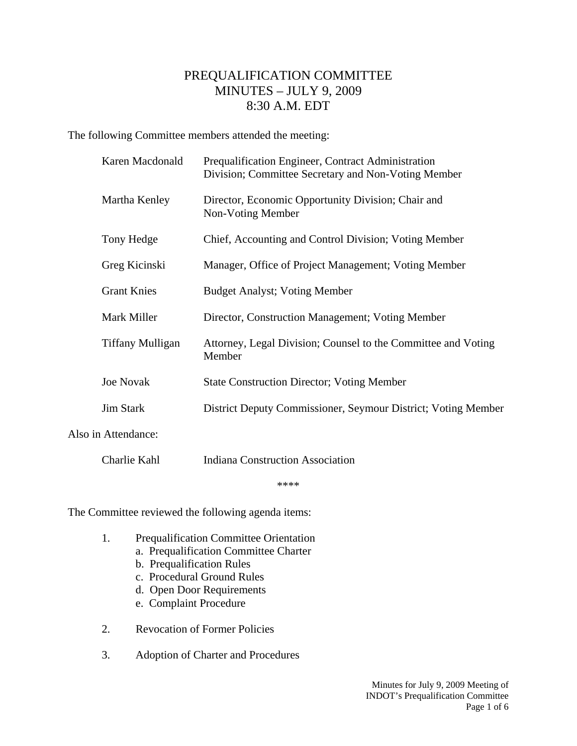# PREQUALIFICATION COMMITTEE
# MINUTES – JULY 9, 2009
# 8:30 A.M. EDT

The following Committee members attended the meeting:

| | |
|---|---|
| Karen Macdonald | Prequalification Engineer, Contract Administration Division; Committee Secretary and Non-Voting Member |
| Martha Kenley | Director, Economic Opportunity Division; Chair and Non-Voting Member |
| Tony Hedge | Chief, Accounting and Control Division; Voting Member |
| Greg Kicinski | Manager, Office of Project Management; Voting Member |
| Grant Knies | Budget Analyst; Voting Member |
| Mark Miller | Director, Construction Management; Voting Member |
| Tiffany Mulligan | Attorney, Legal Division; Counsel to the Committee and Voting Member |
| Joe Novak | State Construction Director; Voting Member |
| Jim Stark | District Deputy Commissioner, Seymour District; Voting Member |

Also in Attendance:

| | |
|---|---|
| Charlie Kahl | Indiana Construction Association |

****

The Committee reviewed the following agenda items:

1. Prequalification Committee Orientation
   a. Prequalification Committee Charter
   b. Prequalification Rules
   c. Procedural Ground Rules
   d. Open Door Requirements
   e. Complaint Procedure

2. Revocation of Former Policies

3. Adoption of Charter and Procedures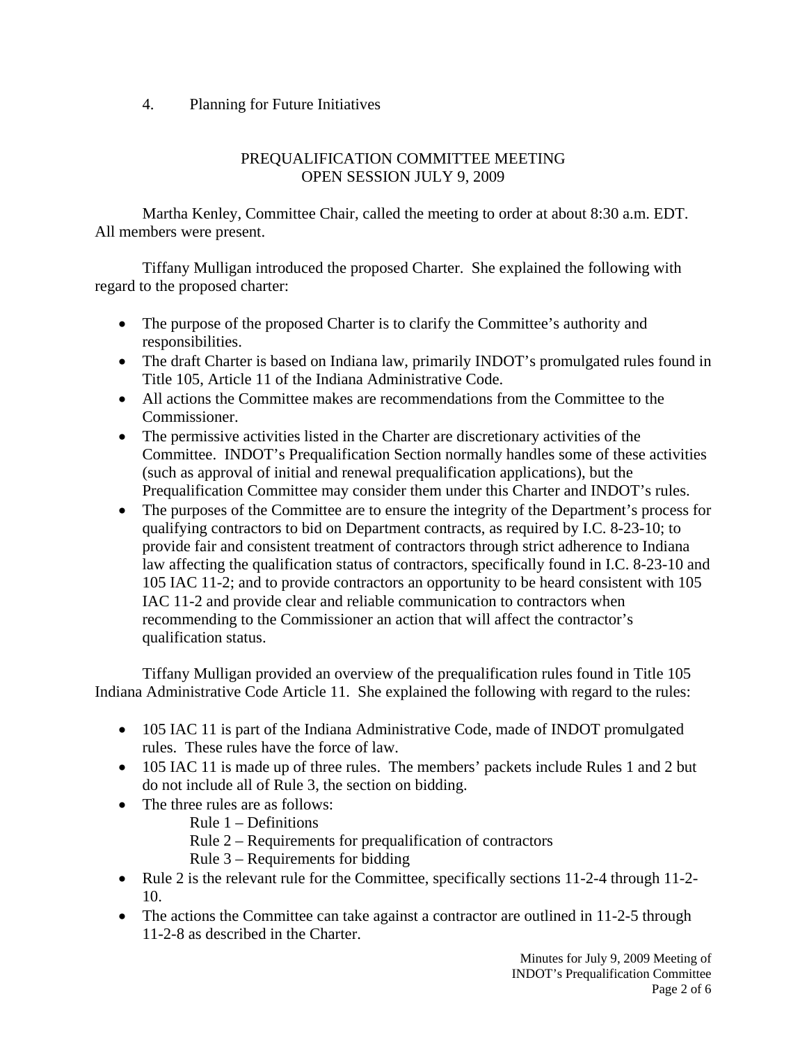4. Planning for Future Initiatives

## PREQUALIFICATION COMMITTEE MEETING
## OPEN SESSION JULY 9, 2009

Martha Kenley, Committee Chair, called the meeting to order at about 8:30 a.m. EDT. All members were present.

Tiffany Mulligan introduced the proposed Charter. She explained the following with regard to the proposed charter:

- The purpose of the proposed Charter is to clarify the Committee's authority and responsibilities.
- The draft Charter is based on Indiana law, primarily INDOT's promulgated rules found in Title 105, Article 11 of the Indiana Administrative Code.
- All actions the Committee makes are recommendations from the Committee to the Commissioner.
- The permissive activities listed in the Charter are discretionary activities of the Committee. INDOT's Prequalification Section normally handles some of these activities (such as approval of initial and renewal prequalification applications), but the Prequalification Committee may consider them under this Charter and INDOT's rules.
- The purposes of the Committee are to ensure the integrity of the Department's process for qualifying contractors to bid on Department contracts, as required by I.C. 8-23-10; to provide fair and consistent treatment of contractors through strict adherence to Indiana law affecting the qualification status of contractors, specifically found in I.C. 8-23-10 and 105 IAC 11-2; and to provide contractors an opportunity to be heard consistent with 105 IAC 11-2 and provide clear and reliable communication to contractors when recommending to the Commissioner an action that will affect the contractor's qualification status.

Tiffany Mulligan provided an overview of the prequalification rules found in Title 105 Indiana Administrative Code Article 11. She explained the following with regard to the rules:

- 105 IAC 11 is part of the Indiana Administrative Code, made of INDOT promulgated rules. These rules have the force of law.
- 105 IAC 11 is made up of three rules. The members' packets include Rules 1 and 2 but do not include all of Rule 3, the section on bidding.
- The three rules are as follows:
  - Rule 1 – Definitions
  - Rule 2 – Requirements for prequalification of contractors
  - Rule 3 – Requirements for bidding
- Rule 2 is the relevant rule for the Committee, specifically sections 11-2-4 through 11-2-10.
- The actions the Committee can take against a contractor are outlined in 11-2-5 through 11-2-8 as described in the Charter.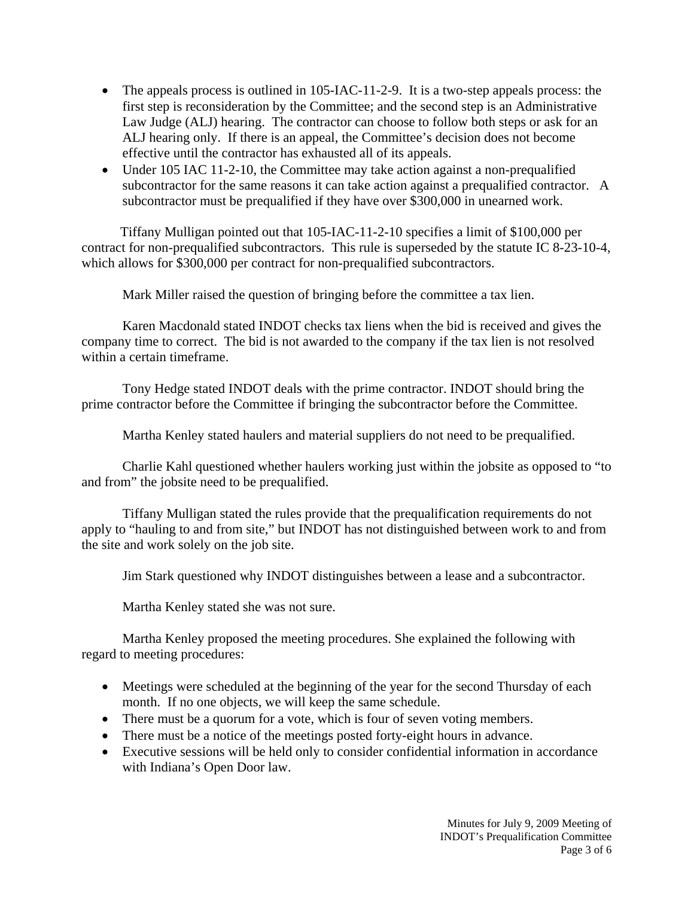- The appeals process is outlined in 105-IAC-11-2-9. It is a two-step appeals process: the first step is reconsideration by the Committee; and the second step is an Administrative Law Judge (ALJ) hearing. The contractor can choose to follow both steps or ask for an ALJ hearing only. If there is an appeal, the Committee's decision does not become effective until the contractor has exhausted all of its appeals.
- Under 105 IAC 11-2-10, the Committee may take action against a non-prequalified subcontractor for the same reasons it can take action against a prequalified contractor. A subcontractor must be prequalified if they have over $300,000 in unearned work.

Tiffany Mulligan pointed out that 105-IAC-11-2-10 specifies a limit of $100,000 per contract for non-prequalified subcontractors. This rule is superseded by the statute IC 8-23-10-4, which allows for $300,000 per contract for non-prequalified subcontractors.

Mark Miller raised the question of bringing before the committee a tax lien.

Karen Macdonald stated INDOT checks tax liens when the bid is received and gives the company time to correct. The bid is not awarded to the company if the tax lien is not resolved within a certain timeframe.

Tony Hedge stated INDOT deals with the prime contractor. INDOT should bring the prime contractor before the Committee if bringing the subcontractor before the Committee.

Martha Kenley stated haulers and material suppliers do not need to be prequalified.

Charlie Kahl questioned whether haulers working just within the jobsite as opposed to "to and from" the jobsite need to be prequalified.

Tiffany Mulligan stated the rules provide that the prequalification requirements do not apply to "hauling to and from site," but INDOT has not distinguished between work to and from the site and work solely on the job site.

Jim Stark questioned why INDOT distinguishes between a lease and a subcontractor.

Martha Kenley stated she was not sure.

Martha Kenley proposed the meeting procedures. She explained the following with regard to meeting procedures:

- Meetings were scheduled at the beginning of the year for the second Thursday of each month. If no one objects, we will keep the same schedule.
- There must be a quorum for a vote, which is four of seven voting members.
- There must be a notice of the meetings posted forty-eight hours in advance.
- Executive sessions will be held only to consider confidential information in accordance with Indiana's Open Door law.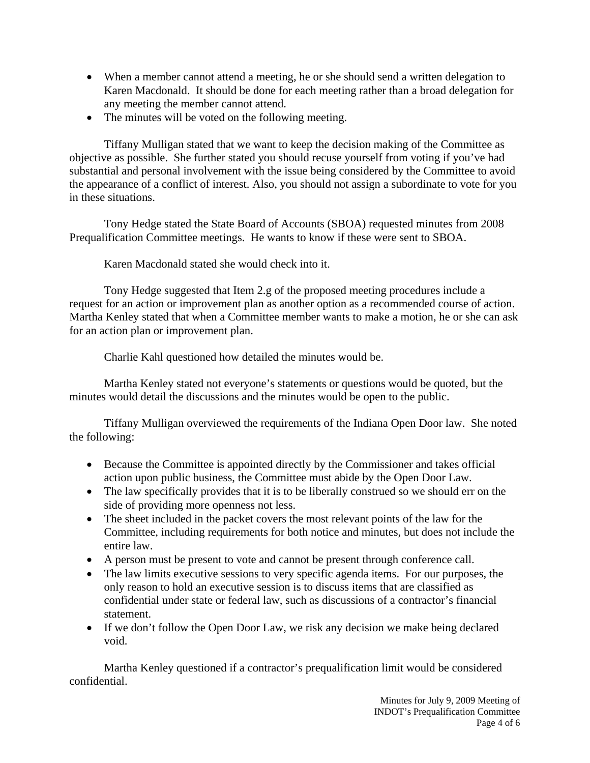- When a member cannot attend a meeting, he or she should send a written delegation to Karen Macdonald. It should be done for each meeting rather than a broad delegation for any meeting the member cannot attend.
- The minutes will be voted on the following meeting.

Tiffany Mulligan stated that we want to keep the decision making of the Committee as objective as possible. She further stated you should recuse yourself from voting if you've had substantial and personal involvement with the issue being considered by the Committee to avoid the appearance of a conflict of interest. Also, you should not assign a subordinate to vote for you in these situations.

Tony Hedge stated the State Board of Accounts (SBOA) requested minutes from 2008 Prequalification Committee meetings. He wants to know if these were sent to SBOA.

Karen Macdonald stated she would check into it.

Tony Hedge suggested that Item 2.g of the proposed meeting procedures include a request for an action or improvement plan as another option as a recommended course of action. Martha Kenley stated that when a Committee member wants to make a motion, he or she can ask for an action plan or improvement plan.

Charlie Kahl questioned how detailed the minutes would be.

Martha Kenley stated not everyone's statements or questions would be quoted, but the minutes would detail the discussions and the minutes would be open to the public.

Tiffany Mulligan overviewed the requirements of the Indiana Open Door law. She noted the following:

- Because the Committee is appointed directly by the Commissioner and takes official action upon public business, the Committee must abide by the Open Door Law.
- The law specifically provides that it is to be liberally construed so we should err on the side of providing more openness not less.
- The sheet included in the packet covers the most relevant points of the law for the Committee, including requirements for both notice and minutes, but does not include the entire law.
- A person must be present to vote and cannot be present through conference call.
- The law limits executive sessions to very specific agenda items. For our purposes, the only reason to hold an executive session is to discuss items that are classified as confidential under state or federal law, such as discussions of a contractor's financial statement.
- If we don't follow the Open Door Law, we risk any decision we make being declared void.

Martha Kenley questioned if a contractor's prequalification limit would be considered confidential.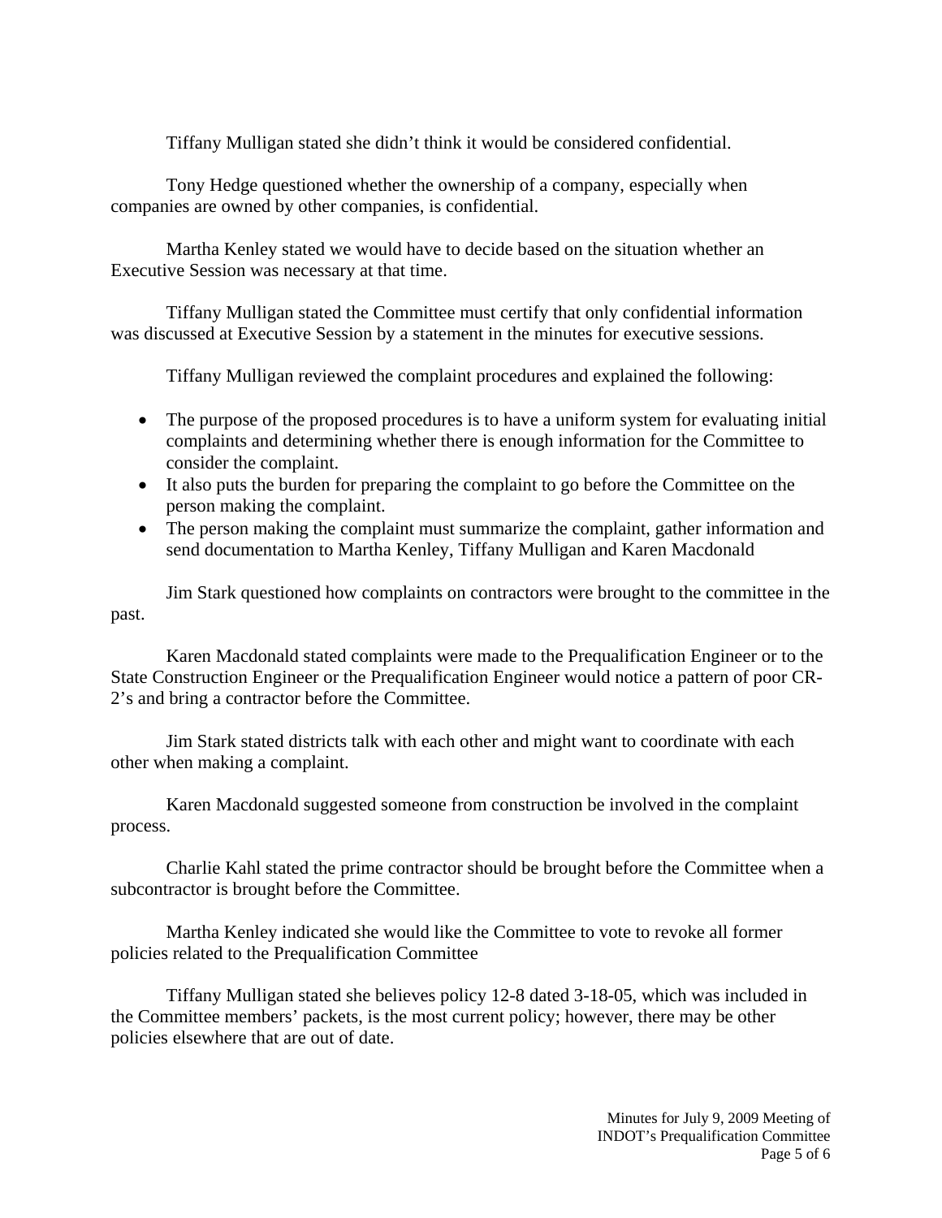Tiffany Mulligan stated she didn’t think it would be considered confidential.

Tony Hedge questioned whether the ownership of a company, especially when companies are owned by other companies, is confidential.

Martha Kenley stated we would have to decide based on the situation whether an Executive Session was necessary at that time.

Tiffany Mulligan stated the Committee must certify that only confidential information was discussed at Executive Session by a statement in the minutes for executive sessions.

Tiffany Mulligan reviewed the complaint procedures and explained the following:

- The purpose of the proposed procedures is to have a uniform system for evaluating initial complaints and determining whether there is enough information for the Committee to consider the complaint.
- It also puts the burden for preparing the complaint to go before the Committee on the person making the complaint.
- The person making the complaint must summarize the complaint, gather information and send documentation to Martha Kenley, Tiffany Mulligan and Karen Macdonald

Jim Stark questioned how complaints on contractors were brought to the committee in the past.

Karen Macdonald stated complaints were made to the Prequalification Engineer or to the State Construction Engineer or the Prequalification Engineer would notice a pattern of poor CR-2’s and bring a contractor before the Committee.

Jim Stark stated districts talk with each other and might want to coordinate with each other when making a complaint.

Karen Macdonald suggested someone from construction be involved in the complaint process.

Charlie Kahl stated the prime contractor should be brought before the Committee when a subcontractor is brought before the Committee.

Martha Kenley indicated she would like the Committee to vote to revoke all former policies related to the Prequalification Committee

Tiffany Mulligan stated she believes policy 12-8 dated 3-18-05, which was included in the Committee members’ packets, is the most current policy; however, there may be other policies elsewhere that are out of date.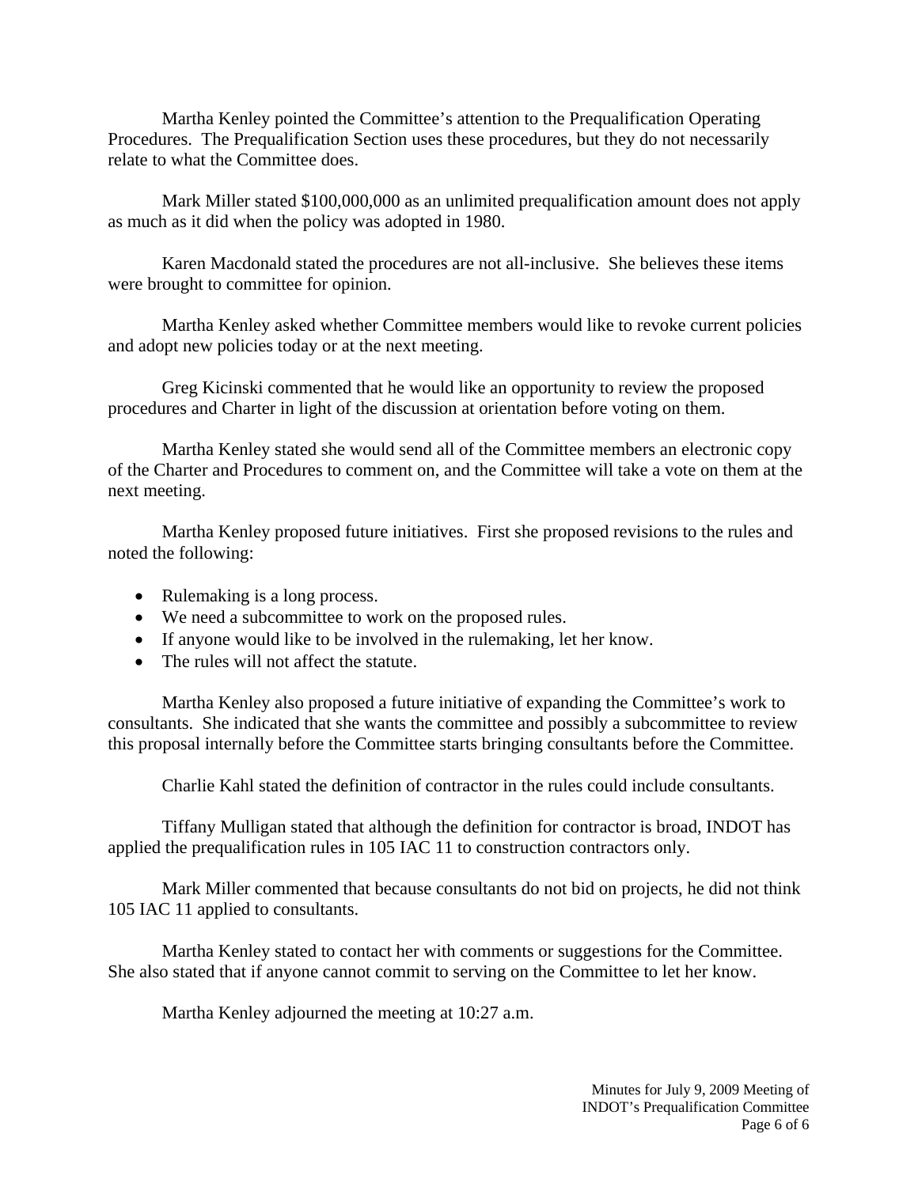Martha Kenley pointed the Committee's attention to the Prequalification Operating Procedures. The Prequalification Section uses these procedures, but they do not necessarily relate to what the Committee does.

Mark Miller stated $100,000,000 as an unlimited prequalification amount does not apply as much as it did when the policy was adopted in 1980.

Karen Macdonald stated the procedures are not all-inclusive. She believes these items were brought to committee for opinion.

Martha Kenley asked whether Committee members would like to revoke current policies and adopt new policies today or at the next meeting.

Greg Kicinski commented that he would like an opportunity to review the proposed procedures and Charter in light of the discussion at orientation before voting on them.

Martha Kenley stated she would send all of the Committee members an electronic copy of the Charter and Procedures to comment on, and the Committee will take a vote on them at the next meeting.

Martha Kenley proposed future initiatives. First she proposed revisions to the rules and noted the following:

- Rulemaking is a long process.
- We need a subcommittee to work on the proposed rules.
- If anyone would like to be involved in the rulemaking, let her know.
- The rules will not affect the statute.

Martha Kenley also proposed a future initiative of expanding the Committee's work to consultants. She indicated that she wants the committee and possibly a subcommittee to review this proposal internally before the Committee starts bringing consultants before the Committee.

Charlie Kahl stated the definition of contractor in the rules could include consultants.

Tiffany Mulligan stated that although the definition for contractor is broad, INDOT has applied the prequalification rules in 105 IAC 11 to construction contractors only.

Mark Miller commented that because consultants do not bid on projects, he did not think 105 IAC 11 applied to consultants.

Martha Kenley stated to contact her with comments or suggestions for the Committee. She also stated that if anyone cannot commit to serving on the Committee to let her know.

Martha Kenley adjourned the meeting at 10:27 a.m.